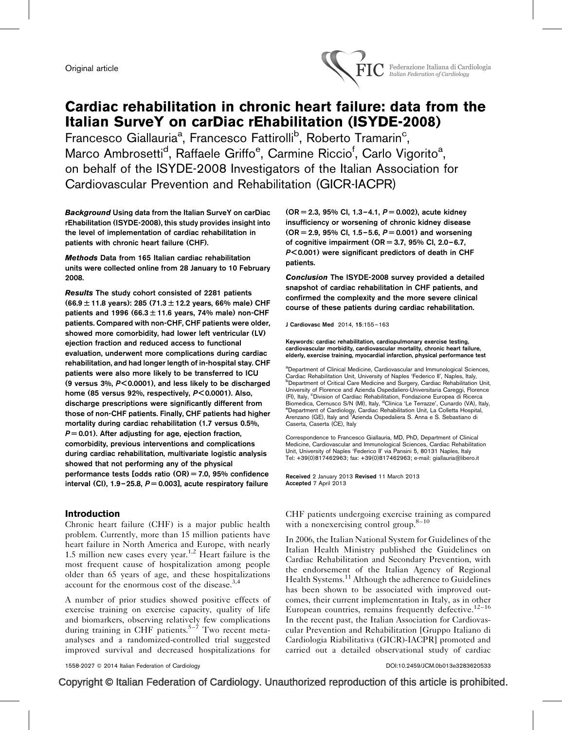Original article

# Cardiac rehabilitation in chronic heart failure: data from the Italian SurveY on carDiac rEhabilitation (ISYDE-2008)

Francesco Giallauria[a], Francesco Fattirolli[b], Roberto Tramarin[c], Marco Ambrosetti[d], Raffaele Griffo[e], Carmine Riccio[f], Carlo Vigorito[a], on behalf of the ISYDE-2008 Investigators of the Italian Association for Cardiovascular Prevention and Rehabilitation (GICR-IACPR)

***Background*** **Using data from the Italian SurveY on carDiac rEhabilitation (ISYDE-2008), this study provides insight into the level of implementation of cardiac rehabilitation in patients with chronic heart failure (CHF).**

***Methods*** **Data from 165 Italian cardiac rehabilitation units were collected online from 28 January to 10 February 2008.**

***Results*** **The study cohort consisted of 2281 patients (66.9 ± 11.8 years): 285 (71.3 ± 12.2 years, 66% male) CHF patients and 1996 (66.3 ± 11.6 years, 74% male) non-CHF patients. Compared with non-CHF, CHF patients were older, showed more comorbidity, had lower left ventricular (LV) ejection fraction and reduced access to functional evaluation, underwent more complications during cardiac rehabilitation, and had longer length of in-hospital stay. CHF patients were also more likely to be transferred to ICU (9 versus 3%, $P < 0.0001$), and less likely to be discharged home (85 versus 92%, respectively, $P < 0.0001$). Also, discharge prescriptions were significantly different from those of non-CHF patients. Finally, CHF patients had higher mortality during cardiac rehabilitation (1.7 versus 0.5%, $P = 0.01$). After adjusting for age, ejection fraction, comorbidity, previous interventions and complications during cardiac rehabilitation, multivariate logistic analysis showed that not performing any of the physical performance tests [odds ratio (OR) = 7.0, 95% confidence interval (CI), 1.9–25.8, $P = 0.003$], acute respiratory failure (OR = 2.3, 95% CI, 1.3–4.1, $P = 0.002$), acute kidney insufficiency or worsening of chronic kidney disease (OR = 2.9, 95% CI, 1.5–5.6, $P = 0.001$) and worsening of cognitive impairment (OR = 3.7, 95% CI, 2.0–6.7, $P < 0.001$) were significant predictors of death in CHF patients.**

***Conclusion*** **The ISYDE-2008 survey provided a detailed snapshot of cardiac rehabilitation in CHF patients, and confirmed the complexity and the more severe clinical course of these patients during cardiac rehabilitation.**

**J Cardiovasc Med** 2014, **15**:155–163

**Keywords: cardiac rehabilitation, cardiopulmonary exercise testing, cardiovascular morbidity, cardiovascular mortality, chronic heart failure, elderly, exercise training, myocardial infarction, physical performance test**

[a]Department of Clinical Medicine, Cardiovascular and Immunological Sciences, Cardiac Rehabilitation Unit, University of Naples 'Federico II', Naples, Italy, [b]Department of Critical Care Medicine and Surgery, Cardiac Rehabilitation Unit, University of Florence and Azienda Ospedaliero-Universitaria Careggi, Florence (FI), Italy, [c]Division of Cardiac Rehabilitation, Fondazione Europea di Ricerca Biomedica, Cernusco S/N (MI), Italy, [d]Clinica 'Le Terrazze', Cunardo (VA), Italy, [e]Department of Cardiology, Cardiac Rehabilitation Unit, La Colletta Hospital, Arenzano (GE), Italy and [f]Azienda Ospedaliera S. Anna e S. Sebastiano di Caserta, Caserta (CE), Italy

Correspondence to Francesco Giallauria, MD, PhD, Department of Clinical Medicine, Cardiovascular and Immunological Sciences, Cardiac Rehabilitation Unit, University of Naples 'Federico II' via Pansini 5, 80131 Naples, Italy
Tel: +39(0)817462963; fax: +39(0)817462963; e-mail: giallauria@libero.it

**Received** 2 January 2013 **Revised** 11 March 2013
**Accepted** 7 April 2013

## Introduction

Chronic heart failure (CHF) is a major public health problem. Currently, more than 15 million patients have heart failure in North America and Europe, with nearly 1.5 million new cases every year.[1,2] Heart failure is the most frequent cause of hospitalization among people older than 65 years of age, and these hospitalizations account for the enormous cost of the disease.[3,4]

A number of prior studies showed positive effects of exercise training on exercise capacity, quality of life and biomarkers, observing relatively few complications during training in CHF patients.[5–7] Two recent meta-analyses and a randomized-controlled trial suggested improved survival and decreased hospitalizations for CHF patients undergoing exercise training as compared with a nonexercising control group.[8–10]

In 2006, the Italian National System for Guidelines of the Italian Health Ministry published the Guidelines on Cardiac Rehabilitation and Secondary Prevention, with the endorsement of the Italian Agency of Regional Health Systems.[11] Although the adherence to Guidelines has been shown to be associated with improved outcomes, their current implementation in Italy, as in other European countries, remains frequently defective.[12–16] In the recent past, the Italian Association for Cardiovascular Prevention and Rehabilitation [Gruppo Italiano di Cardiologia Riabilitativa (GICR)-IACPR] promoted and carried out a detailed observational study of cardiac

1558-2027 © 2014 Italian Federation of Cardiology DOI:10.2459/JCM.0b013e3283620533

Copyright © Italian Federation of Cardiology. Unauthorized reproduction of this article is prohibited.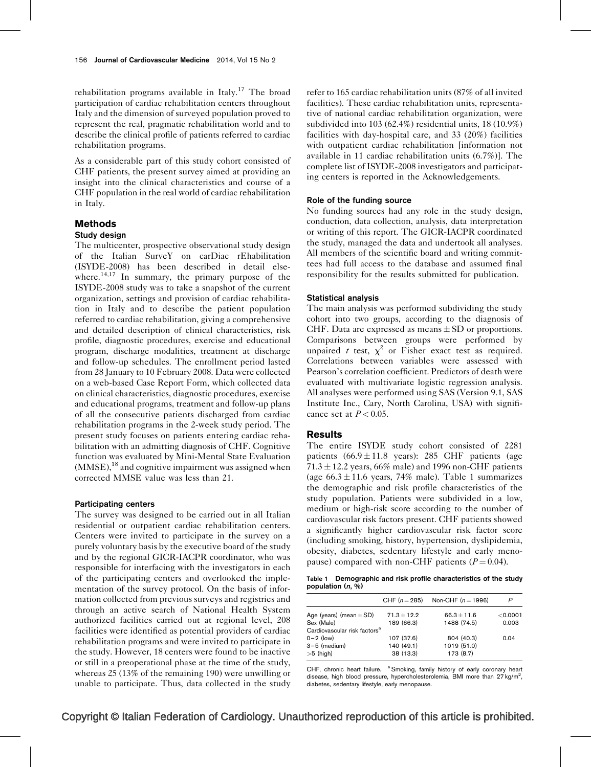rehabilitation programs available in Italy.[17] The broad participation of cardiac rehabilitation centers throughout Italy and the dimension of surveyed population proved to represent the real, pragmatic rehabilitation world and to describe the clinical profile of patients referred to cardiac rehabilitation programs.

As a considerable part of this study cohort consisted of CHF patients, the present survey aimed at providing an insight into the clinical characteristics and course of a CHF population in the real world of cardiac rehabilitation in Italy.

## Methods

### Study design

The multicenter, prospective observational study design of the Italian SurveY on carDiac rEhabilitation (ISYDE-2008) has been described in detail elsewhere.[14,17] In summary, the primary purpose of the ISYDE-2008 study was to take a snapshot of the current organization, settings and provision of cardiac rehabilitation in Italy and to describe the patient population referred to cardiac rehabilitation, giving a comprehensive and detailed description of clinical characteristics, risk profile, diagnostic procedures, exercise and educational program, discharge modalities, treatment at discharge and follow-up schedules. The enrollment period lasted from 28 January to 10 February 2008. Data were collected on a web-based Case Report Form, which collected data on clinical characteristics, diagnostic procedures, exercise and educational programs, treatment and follow-up plans of all the consecutive patients discharged from cardiac rehabilitation programs in the 2-week study period. The present study focuses on patients entering cardiac rehabilitation with an admitting diagnosis of CHF. Cognitive function was evaluated by Mini-Mental State Evaluation (MMSE),[18] and cognitive impairment was assigned when corrected MMSE value was less than 21.

### Participating centers

The survey was designed to be carried out in all Italian residential or outpatient cardiac rehabilitation centers. Centers were invited to participate in the survey on a purely voluntary basis by the executive board of the study and by the regional GICR-IACPR coordinator, who was responsible for interfacing with the investigators in each of the participating centers and overlooked the implementation of the survey protocol. On the basis of information collected from previous surveys and registries and through an active search of National Health System authorized facilities carried out at regional level, 208 facilities were identified as potential providers of cardiac rehabilitation programs and were invited to participate in the study. However, 18 centers were found to be inactive or still in a preoperational phase at the time of the study, whereas 25 (13% of the remaining 190) were unwilling or unable to participate. Thus, data collected in the study refer to 165 cardiac rehabilitation units (87% of all invited facilities). These cardiac rehabilitation units, representative of national cardiac rehabilitation organization, were subdivided into 103 (62.4%) residential units, 18 (10.9%) facilities with day-hospital care, and 33 (20%) facilities with outpatient cardiac rehabilitation [information not available in 11 cardiac rehabilitation units (6.7%)]. The complete list of ISYDE-2008 investigators and participating centers is reported in the Acknowledgements.

### Role of the funding source

No funding sources had any role in the study design, conduction, data collection, analysis, data interpretation or writing of this report. The GICR-IACPR coordinated the study, managed the data and undertook all analyses. All members of the scientific board and writing committees had full access to the database and assumed final responsibility for the results submitted for publication.

### Statistical analysis

The main analysis was performed subdividing the study cohort into two groups, according to the diagnosis of CHF. Data are expressed as means $\pm$ SD or proportions. Comparisons between groups were performed by unpaired $t$ test, $\chi^2$ or Fisher exact test as required. Correlations between variables were assessed with Pearson's correlation coefficient. Predictors of death were evaluated with multivariate logistic regression analysis. All analyses were performed using SAS (Version 9.1, SAS Institute Inc., Cary, North Carolina, USA) with significance set at $P < 0.05$.

## Results

The entire ISYDE study cohort consisted of 2281 patients ($66.9 \pm 11.8$ years): 285 CHF patients (age $71.3 \pm 12.2$ years, 66% male) and 1996 non-CHF patients (age $66.3 \pm 11.6$ years, 74% male). Table 1 summarizes the demographic and risk profile characteristics of the study population. Patients were subdivided in a low, medium or high-risk score according to the number of cardiovascular risk factors present. CHF patients showed a significantly higher cardiovascular risk factor score (including smoking, history, hypertension, dyslipidemia, obesity, diabetes, sedentary lifestyle and early menopause) compared with non-CHF patients ($P = 0.04$).

**Table 1 Demographic and risk profile characteristics of the study population (*n*, %)**

| | CHF ($n = 285$) | Non-CHF ($n = 1996$) | $P$ |
|---|---|---|---|
| Age (years) (mean $\pm$ SD) | $71.3 \pm 12.2$ | $66.3 \pm 11.6$ | $<0.0001$ |
| Sex (Male) | 189 (66.3) | 1488 (74.5) | 0.003 |
| Cardiovascular risk factors[a] | | | |
| 0–2 (low) | 107 (37.6) | 804 (40.3) | 0.04 |
| 3–5 (medium) | 140 (49.1) | 1019 (51.0) | |
| >5 (high) | 38 (13.3) | 173 (8.7) | |

CHF, chronic heart failure. [a] Smoking, family history of early coronary heart disease, high blood pressure, hypercholesterolemia, BMI more than 27 kg/m$^2$, diabetes, sedentary lifestyle, early menopause.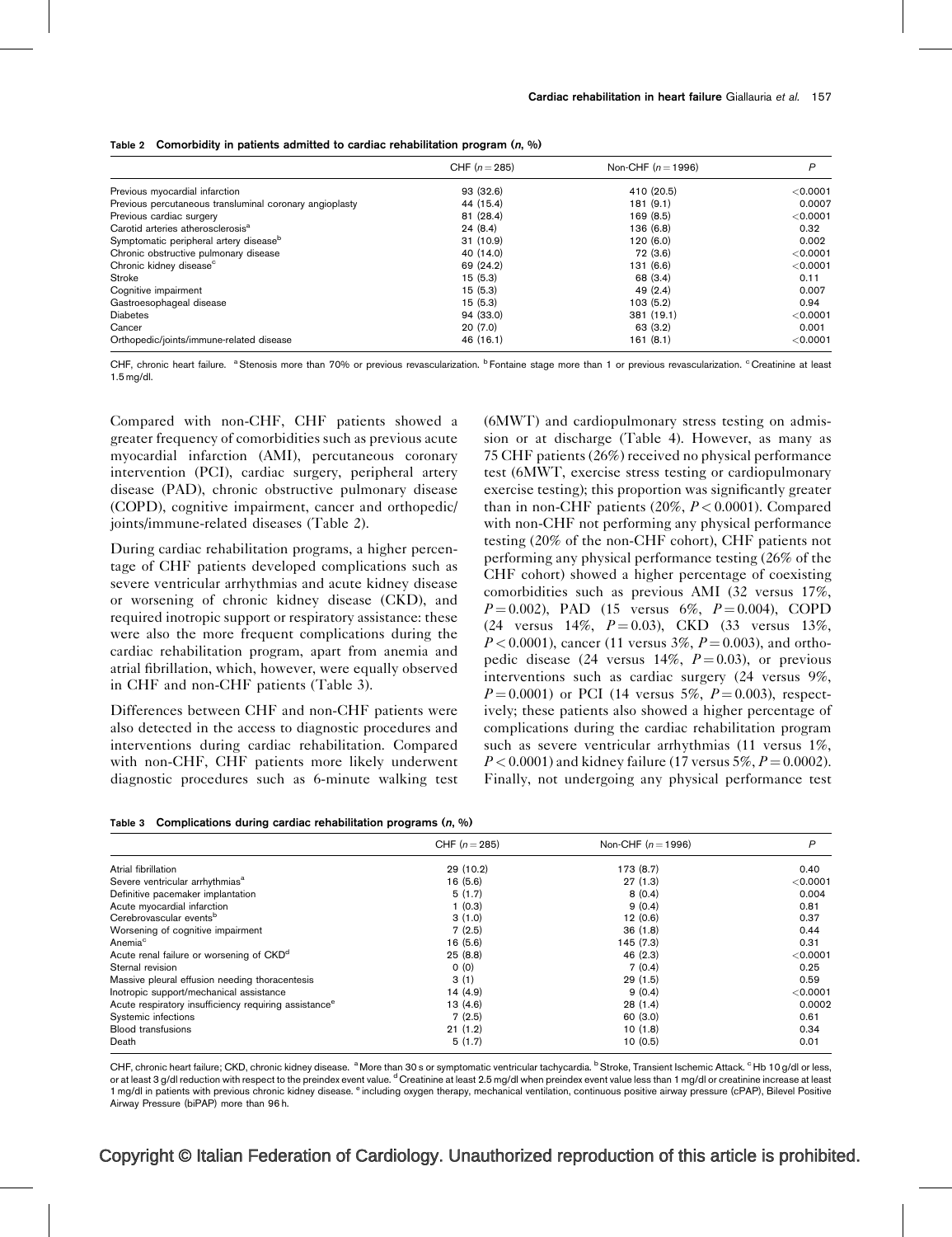**Table 2 Comorbidity in patients admitted to cardiac rehabilitation program (*n*, %)**

| | CHF ($n = 285$) | Non-CHF ($n = 1996$) | *P* |
|---|---|---|---|
| Previous myocardial infarction | 93 (32.6) | 410 (20.5) | <0.0001 |
| Previous percutaneous transluminal coronary angioplasty | 44 (15.4) | 181 (9.1) | 0.0007 |
| Previous cardiac surgery | 81 (28.4) | 169 (8.5) | <0.0001 |
| Carotid arteries atherosclerosis[a] | 24 (8.4) | 136 (6.8) | 0.32 |
| Symptomatic peripheral artery disease[b] | 31 (10.9) | 120 (6.0) | 0.002 |
| Chronic obstructive pulmonary disease | 40 (14.0) | 72 (3.6) | <0.0001 |
| Chronic kidney disease[c] | 69 (24.2) | 131 (6.6) | <0.0001 |
| Stroke | 15 (5.3) | 68 (3.4) | 0.11 |
| Cognitive impairment | 15 (5.3) | 49 (2.4) | 0.007 |
| Gastroesophageal disease | 15 (5.3) | 103 (5.2) | 0.94 |
| Diabetes | 94 (33.0) | 381 (19.1) | <0.0001 |
| Cancer | 20 (7.0) | 63 (3.2) | 0.001 |
| Orthopedic/joints/immune-related disease | 46 (16.1) | 161 (8.1) | <0.0001 |

CHF, chronic heart failure. [a] Stenosis more than 70% or previous revascularization. [b] Fontaine stage more than 1 or previous revascularization. [c] Creatinine at least 1.5 mg/dl.

Compared with non-CHF, CHF patients showed a greater frequency of comorbidities such as previous acute myocardial infarction (AMI), percutaneous coronary intervention (PCI), cardiac surgery, peripheral artery disease (PAD), chronic obstructive pulmonary disease (COPD), cognitive impairment, cancer and orthopedic/joints/immune-related diseases (Table 2).

During cardiac rehabilitation programs, a higher percentage of CHF patients developed complications such as severe ventricular arrhythmias and acute kidney disease or worsening of chronic kidney disease (CKD), and required inotropic support or respiratory assistance: these were also the more frequent complications during the cardiac rehabilitation program, apart from anemia and atrial fibrillation, which, however, were equally observed in CHF and non-CHF patients (Table 3).

Differences between CHF and non-CHF patients were also detected in the access to diagnostic procedures and interventions during cardiac rehabilitation. Compared with non-CHF, CHF patients more likely underwent diagnostic procedures such as 6-minute walking test (6MWT) and cardiopulmonary stress testing on admission or at discharge (Table 4). However, as many as 75 CHF patients (26%) received no physical performance test (6MWT, exercise stress testing or cardiopulmonary exercise testing); this proportion was significantly greater than in non-CHF patients (20%, $P < 0.0001$). Compared with non-CHF not performing any physical performance testing (20% of the non-CHF cohort), CHF patients not performing any physical performance testing (26% of the CHF cohort) showed a higher percentage of coexisting comorbidities such as previous AMI (32 versus 17%, $P = 0.002$), PAD (15 versus 6%, $P = 0.004$), COPD (24 versus 14%, $P = 0.03$), CKD (33 versus 13%, $P < 0.0001$), cancer (11 versus 3%, $P = 0.003$), and orthopedic disease (24 versus 14%, $P = 0.03$), or previous interventions such as cardiac surgery (24 versus 9%, $P = 0.0001$) or PCI (14 versus 5%, $P = 0.003$), respectively; these patients also showed a higher percentage of complications during the cardiac rehabilitation program such as severe ventricular arrhythmias (11 versus 1%, $P < 0.0001$) and kidney failure (17 versus 5%, $P = 0.0002$). Finally, not undergoing any physical performance test

**Table 3 Complications during cardiac rehabilitation programs (*n*, %)**

| | CHF ($n = 285$) | Non-CHF ($n = 1996$) | *P* |
|---|---|---|---|
| Atrial fibrillation | 29 (10.2) | 173 (8.7) | 0.40 |
| Severe ventricular arrhythmias[a] | 16 (5.6) | 27 (1.3) | <0.0001 |
| Definitive pacemaker implantation | 5 (1.7) | 8 (0.4) | 0.004 |
| Acute myocardial infarction | 1 (0.3) | 9 (0.4) | 0.81 |
| Cerebrovascular events[b] | 3 (1.0) | 12 (0.6) | 0.37 |
| Worsening of cognitive impairment | 7 (2.5) | 36 (1.8) | 0.44 |
| Anemia[c] | 16 (5.6) | 145 (7.3) | 0.31 |
| Acute renal failure or worsening of CKD[d] | 25 (8.8) | 46 (2.3) | <0.0001 |
| Sternal revision | 0 (0) | 7 (0.4) | 0.25 |
| Massive pleural effusion needing thoracentesis | 3 (1) | 29 (1.5) | 0.59 |
| Inotropic support/mechanical assistance | 14 (4.9) | 9 (0.4) | <0.0001 |
| Acute respiratory insufficiency requiring assistance[e] | 13 (4.6) | 28 (1.4) | 0.0002 |
| Systemic infections | 7 (2.5) | 60 (3.0) | 0.61 |
| Blood transfusions | 21 (1.2) | 10 (1.8) | 0.34 |
| Death | 5 (1.7) | 10 (0.5) | 0.01 |

CHF, chronic heart failure; CKD, chronic kidney disease. [a] More than 30 s or symptomatic ventricular tachycardia. [b] Stroke, Transient Ischemic Attack. [c] Hb 10 g/dl or less, or at least 3 g/dl reduction with respect to the preindex event value. [d] Creatinine at least 2.5 mg/dl when preindex event value less than 1 mg/dl or creatinine increase at least 1 mg/dl in patients with previous chronic kidney disease. [e] including oxygen therapy, mechanical ventilation, continuous positive airway pressure (cPAP), Bilevel Positive Airway Pressure (biPAP) more than 96 h.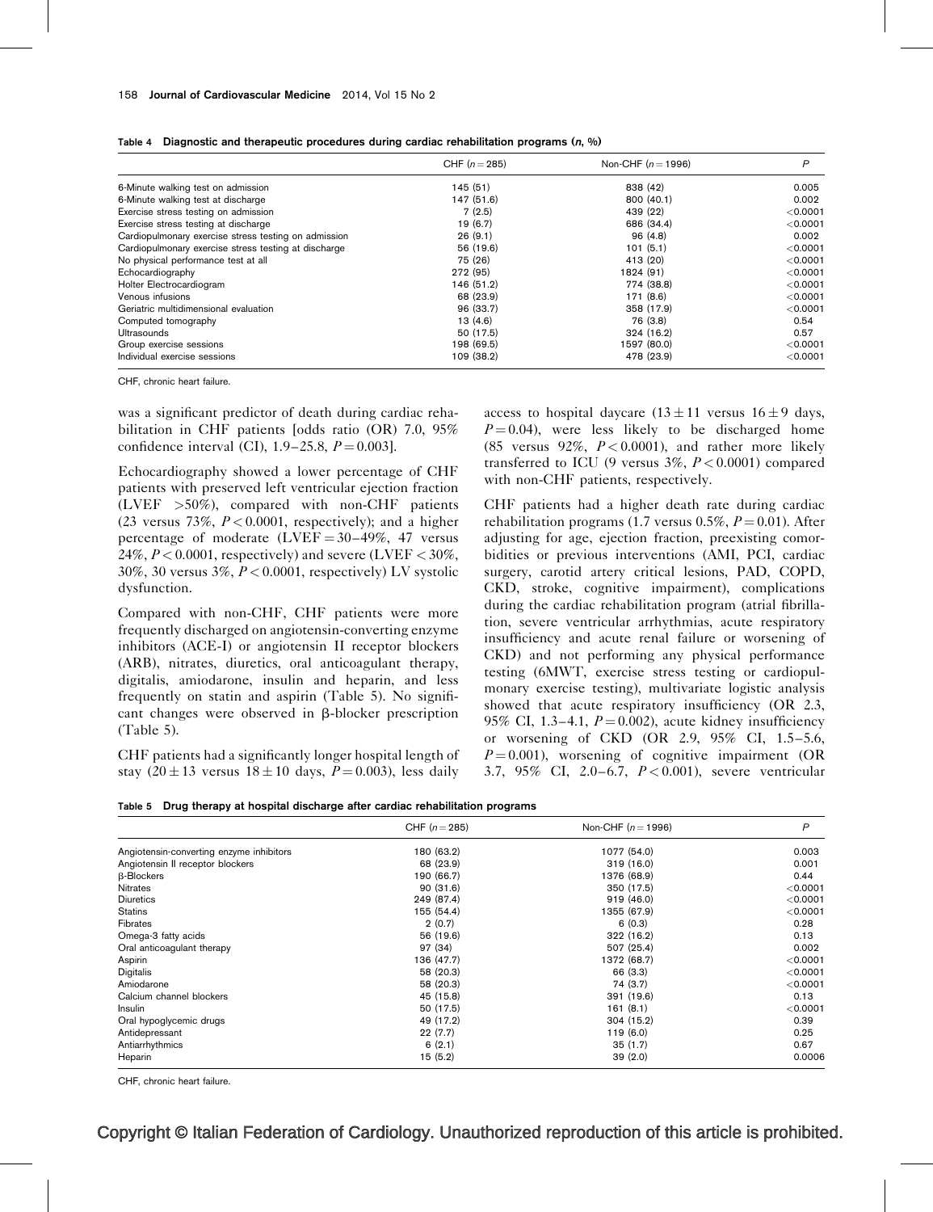**Table 4 Diagnostic and therapeutic procedures during cardiac rehabilitation programs (n, %)**

| | CHF (n = 285) | Non-CHF (n = 1996) | P |
|---|---|---|---|
| 6-Minute walking test on admission | 145 (51) | 838 (42) | 0.005 |
| 6-Minute walking test at discharge | 147 (51.6) | 800 (40.1) | 0.002 |
| Exercise stress testing on admission | 7 (2.5) | 439 (22) | <0.0001 |
| Exercise stress testing at discharge | 19 (6.7) | 686 (34.4) | <0.0001 |
| Cardiopulmonary exercise stress testing on admission | 26 (9.1) | 96 (4.8) | 0.002 |
| Cardiopulmonary exercise stress testing at discharge | 56 (19.6) | 101 (5.1) | <0.0001 |
| No physical performance test at all | 75 (26) | 413 (20) | <0.0001 |
| Echocardiography | 272 (95) | 1824 (91) | <0.0001 |
| Holter Electrocardiogram | 146 (51.2) | 774 (38.8) | <0.0001 |
| Venous infusions | 68 (23.9) | 171 (8.6) | <0.0001 |
| Geriatric multidimensional evaluation | 96 (33.7) | 358 (17.9) | <0.0001 |
| Computed tomography | 13 (4.6) | 76 (3.8) | 0.54 |
| Ultrasounds | 50 (17.5) | 324 (16.2) | 0.57 |
| Group exercise sessions | 198 (69.5) | 1597 (80.0) | <0.0001 |
| Individual exercise sessions | 109 (38.2) | 478 (23.9) | <0.0001 |

CHF, chronic heart failure.

was a significant predictor of death during cardiac rehabilitation in CHF patients [odds ratio (OR) 7.0, 95% confidence interval (CI), 1.9–25.8, $P = 0.003$].

Echocardiography showed a lower percentage of CHF patients with preserved left ventricular ejection fraction (LVEF >50%), compared with non-CHF patients (23 versus 73%, $P < 0.0001$, respectively); and a higher percentage of moderate (LVEF = 30–49%, 47 versus 24%, $P < 0.0001$, respectively) and severe (LVEF < 30%, 30% versus 3%, $P < 0.0001$, respectively) LV systolic dysfunction.

Compared with non-CHF, CHF patients were more frequently discharged on angiotensin-converting enzyme inhibitors (ACE-I) or angiotensin II receptor blockers (ARB), nitrates, diuretics, oral anticoagulant therapy, digitalis, amiodarone, insulin and heparin, and less frequently on statin and aspirin (Table 5). No significant changes were observed in β-blocker prescription (Table 5).

CHF patients had a significantly longer hospital length of stay (20 ± 13 versus 18 ± 10 days, $P = 0.003$), less daily access to hospital daycare (13 ± 11 versus 16 ± 9 days, $P = 0.04$), were less likely to be discharged home (85 versus 92%, $P < 0.0001$), and rather more likely transferred to ICU (9 versus 3%, $P < 0.0001$) compared with non-CHF patients, respectively.

CHF patients had a higher death rate during cardiac rehabilitation programs (1.7 versus 0.5%, $P = 0.01$). After adjusting for age, ejection fraction, preexisting comorbidities or previous interventions (AMI, PCI, cardiac surgery, carotid artery critical lesions, PAD, COPD, CKD, stroke, cognitive impairment), complications during the cardiac rehabilitation program (atrial fibrillation, severe ventricular arrhythmias, acute respiratory insufficiency and acute renal failure or worsening of CKD) and not performing any physical performance testing (6MWT, exercise stress testing or cardiopulmonary exercise testing), multivariate logistic analysis showed that acute respiratory insufficiency (OR 2.3, 95% CI, 1.3–4.1, $P = 0.002$), acute kidney insufficiency or worsening of CKD (OR 2.9, 95% CI, 1.5–5.6, $P = 0.001$), worsening of cognitive impairment (OR 3.7, 95% CI, 2.0–6.7, $P < 0.001$), severe ventricular

**Table 5 Drug therapy at hospital discharge after cardiac rehabilitation programs**

| | CHF (n = 285) | Non-CHF (n = 1996) | P |
|---|---|---|---|
| Angiotensin-converting enzyme inhibitors | 180 (63.2) | 1077 (54.0) | 0.003 |
| Angiotensin II receptor blockers | 68 (23.9) | 319 (16.0) | 0.001 |
| β-Blockers | 190 (66.7) | 1376 (68.9) | 0.44 |
| Nitrates | 90 (31.6) | 350 (17.5) | <0.0001 |
| Diuretics | 249 (87.4) | 919 (46.0) | <0.0001 |
| Statins | 155 (54.4) | 1355 (67.9) | <0.0001 |
| Fibrates | 2 (0.7) | 6 (0.3) | 0.28 |
| Omega-3 fatty acids | 56 (19.6) | 322 (16.2) | 0.13 |
| Oral anticoagulant therapy | 97 (34) | 507 (25.4) | 0.002 |
| Aspirin | 136 (47.7) | 1372 (68.7) | <0.0001 |
| Digitalis | 58 (20.3) | 66 (3.3) | <0.0001 |
| Amiodarone | 58 (20.3) | 74 (3.7) | <0.0001 |
| Calcium channel blockers | 45 (15.8) | 391 (19.6) | 0.13 |
| Insulin | 50 (17.5) | 161 (8.1) | <0.0001 |
| Oral hypoglycemic drugs | 49 (17.2) | 304 (15.2) | 0.39 |
| Antidepressant | 22 (7.7) | 119 (6.0) | 0.25 |
| Antiarrhythmics | 6 (2.1) | 35 (1.7) | 0.67 |
| Heparin | 15 (5.2) | 39 (2.0) | 0.0006 |

CHF, chronic heart failure.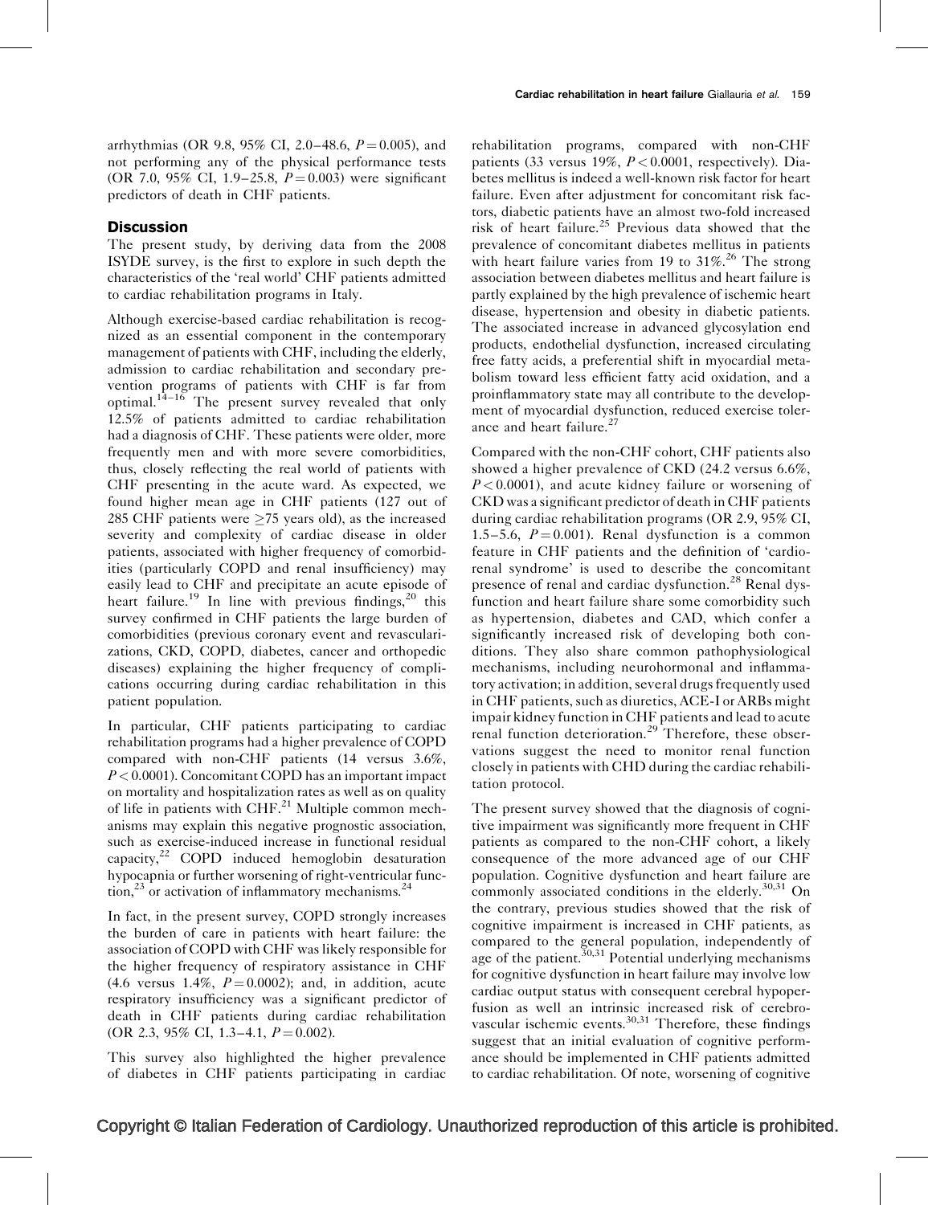arrhythmias (OR 9.8, 95% CI, 2.0–48.6, $P = 0.005$), and not performing any of the physical performance tests (OR 7.0, 95% CI, 1.9–25.8, $P = 0.003$) were significant predictors of death in CHF patients.

## Discussion

The present study, by deriving data from the 2008 ISYDE survey, is the first to explore in such depth the characteristics of the 'real world' CHF patients admitted to cardiac rehabilitation programs in Italy.

Although exercise-based cardiac rehabilitation is recognized as an essential component in the contemporary management of patients with CHF, including the elderly, admission to cardiac rehabilitation and secondary prevention programs of patients with CHF is far from optimal.[14–16] The present survey revealed that only 12.5% of patients admitted to cardiac rehabilitation had a diagnosis of CHF. These patients were older, more frequently men and with more severe comorbidities, thus, closely reflecting the real world of patients with CHF presenting in the acute ward. As expected, we found higher mean age in CHF patients (127 out of 285 CHF patients were ≥75 years old), as the increased severity and complexity of cardiac disease in older patients, associated with higher frequency of comorbidities (particularly COPD and renal insufficiency) may easily lead to CHF and precipitate an acute episode of heart failure.[19] In line with previous findings,[20] this survey confirmed in CHF patients the large burden of comorbidities (previous coronary event and revascularizations, CKD, COPD, diabetes, cancer and orthopedic diseases) explaining the higher frequency of complications occurring during cardiac rehabilitation in this patient population.

In particular, CHF patients participating to cardiac rehabilitation programs had a higher prevalence of COPD compared with non-CHF patients (14 versus 3.6%, $P < 0.0001$). Concomitant COPD has an important impact on mortality and hospitalization rates as well as on quality of life in patients with CHF.[21] Multiple common mechanisms may explain this negative prognostic association, such as exercise-induced increase in functional residual capacity,[22] COPD induced hemoglobin desaturation hypocapnia or further worsening of right-ventricular function,[23] or activation of inflammatory mechanisms.[24]

In fact, in the present survey, COPD strongly increases the burden of care in patients with heart failure: the association of COPD with CHF was likely responsible for the higher frequency of respiratory assistance in CHF (4.6 versus 1.4%, $P = 0.0002$); and, in addition, acute respiratory insufficiency was a significant predictor of death in CHF patients during cardiac rehabilitation (OR 2.3, 95% CI, 1.3–4.1, $P = 0.002$).

This survey also highlighted the higher prevalence of diabetes in CHF patients participating in cardiac rehabilitation programs, compared with non-CHF patients (33 versus 19%, $P < 0.0001$, respectively). Diabetes mellitus is indeed a well-known risk factor for heart failure. Even after adjustment for concomitant risk factors, diabetic patients have an almost two-fold increased risk of heart failure.[25] Previous data showed that the prevalence of concomitant diabetes mellitus in patients with heart failure varies from 19 to 31%.[26] The strong association between diabetes mellitus and heart failure is partly explained by the high prevalence of ischemic heart disease, hypertension and obesity in diabetic patients. The associated increase in advanced glycosylation end products, endothelial dysfunction, increased circulating free fatty acids, a preferential shift in myocardial metabolism toward less efficient fatty acid oxidation, and a proinflammatory state may all contribute to the development of myocardial dysfunction, reduced exercise tolerance and heart failure.[27]

Compared with the non-CHF cohort, CHF patients also showed a higher prevalence of CKD (24.2 versus 6.6%, $P < 0.0001$), and acute kidney failure or worsening of CKD was a significant predictor of death in CHF patients during cardiac rehabilitation programs (OR 2.9, 95% CI, 1.5–5.6, $P = 0.001$). Renal dysfunction is a common feature in CHF patients and the definition of 'cardiorenal syndrome' is used to describe the concomitant presence of renal and cardiac dysfunction.[28] Renal dysfunction and heart failure share some comorbidity such as hypertension, diabetes and CAD, which confer a significantly increased risk of developing both conditions. They also share common pathophysiological mechanisms, including neurohormonal and inflammatory activation; in addition, several drugs frequently used in CHF patients, such as diuretics, ACE-I or ARBs might impair kidney function in CHF patients and lead to acute renal function deterioration.[29] Therefore, these observations suggest the need to monitor renal function closely in patients with CHD during the cardiac rehabilitation protocol.

The present survey showed that the diagnosis of cognitive impairment was significantly more frequent in CHF patients as compared to the non-CHF cohort, a likely consequence of the more advanced age of our CHF population. Cognitive dysfunction and heart failure are commonly associated conditions in the elderly.[30,31] On the contrary, previous studies showed that the risk of cognitive impairment is increased in CHF patients, as compared to the general population, independently of age of the patient.[30,31] Potential underlying mechanisms for cognitive dysfunction in heart failure may involve low cardiac output status with consequent cerebral hypoperfusion as well an intrinsic increased risk of cerebrovascular ischemic events.[30,31] Therefore, these findings suggest that an initial evaluation of cognitive performance should be implemented in CHF patients admitted to cardiac rehabilitation. Of note, worsening of cognitive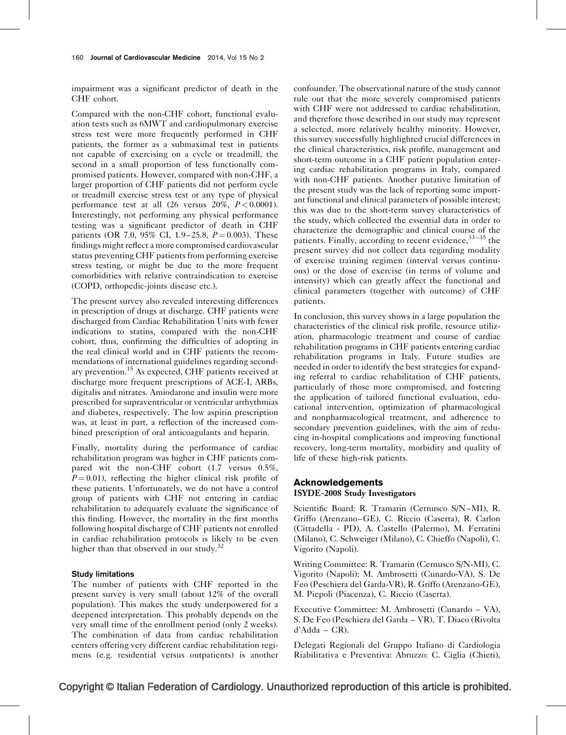impairment was a significant predictor of death in the CHF cohort.

Compared with the non-CHF cohort, functional evaluation tests such as 6MWT and cardiopulmonary exercise stress test were more frequently performed in CHF patients, the former as a submaximal test in patients not capable of exercising on a cycle or treadmill, the second in a small proportion of less functionally compromised patients. However, compared with non-CHF, a larger proportion of CHF patients did not perform cycle or treadmill exercise stress test or any type of physical performance test at all (26 versus 20%, $P<0.0001$). Interestingly, not performing any physical performance testing was a significant predictor of death in CHF patients (OR 7.0, 95% CI, 1.9–25.8, $P=0.003$). These findings might reflect a more compromised cardiovascular status preventing CHF patients from performing exercise stress testing, or might be due to the more frequent comorbidities with relative contraindication to exercise (COPD, orthopedic-joints disease etc.).

The present survey also revealed interesting differences in prescription of drugs at discharge. CHF patients were discharged from Cardiac Rehabilitation Units with fewer indications to statins, compared with the non-CHF cohort, thus, confirming the difficulties of adopting in the real clinical world and in CHF patients the recommendations of international guidelines regarding secondary prevention.[15] As expected, CHF patients received at discharge more frequent prescriptions of ACE-I, ARBs, digitalis and nitrates. Amiodarone and insulin were more prescribed for supraventricular or ventricular arrhythmias and diabetes, respectively. The low aspirin prescription was, at least in part, a reflection of the increased combined prescription of oral anticoagulants and heparin.

Finally, mortality during the performance of cardiac rehabilitation program was higher in CHF patients compared wit the non-CHF cohort (1.7 versus 0.5%, $P=0.01$), reflecting the higher clinical risk profile of these patients. Unfortunately, we do not have a control group of patients with CHF not entering in cardiac rehabilitation to adequately evaluate the significance of this finding. However, the mortality in the first months following hospital discharge of CHF patients not enrolled in cardiac rehabilitation protocols is likely to be even higher than that observed in our study.[32]

### Study limitations

The number of patients with CHF reported in the present survey is very small (about 12% of the overall population). This makes the study underpowered for a deepened interpretation. This probably depends on the very small time of the enrollment period (only 2 weeks). The combination of data from cardiac rehabilitation centers offering very different cardiac rehabilitation regimens (e.g. residential versus outpatients) is another confounder. The observational nature of the study cannot rule out that the more severely compromised patients with CHF were not addressed to cardiac rehabilitation, and therefore those described in our study may represent a selected, more relatively healthy minority. However, this survey successfully highlighted crucial differences in the clinical characteristics, risk profile, management and short-term outcome in a CHF patient population entering cardiac rehabilitation programs in Italy, compared with non-CHF patients. Another putative limitation of the present study was the lack of reporting some important functional and clinical parameters of possible interest; this was due to the short-term survey characteristics of the study, which collected the essential data in order to characterize the demographic and clinical course of the patients. Finally, according to recent evidence,[33–35] the present survey did not collect data regarding modality of exercise training regimen (interval versus continuous) or the dose of exercise (in terms of volume and intensity) which can greatly affect the functional and clinical parameters (together with outcome) of CHF patients.

In conclusion, this survey shows in a large population the characteristics of the clinical risk profile, resource utilization, pharmacologic treatment and course of cardiac rehabilitation programs in CHF patients entering cardiac rehabilitation programs in Italy. Future studies are needed in order to identify the best strategies for expanding referral to cardiac rehabilitation of CHF patients, particularly of those more compromised, and fostering the application of tailored functional evaluation, educational intervention, optimization of pharmacological and nonpharmacological treatment, and adherence to secondary prevention guidelines, with the aim of reducing in-hospital complications and improving functional recovery, long-term mortality, morbidity and quality of life of these high-risk patients.

## Acknowledgements

### ISYDE-2008 Study Investigators

Scientific Board: R. Tramarin (Cernusco S/N–MI), R. Griffo (Arenzano–GE), C. Riccio (Caserta), R. Carlon (Cittadella - PD), A. Castello (Palermo), M. Ferratini (Milano), C. Schweiger (Milano), C. Chieffo (Napoli), C. Vigorito (Napoli).

Writing Committee: R. Tramarin (Cernusco S/N-MI), C. Vigorito (Napoli); M. Ambrosetti (Cunardo-VA), S. De Feo (Peschiera del Garda-VR), R. Griffo (Arenzano-GE), M. Piepoli (Piacenza), C. Riccio (Caserta).

Executive Committee: M. Ambrosetti (Cunardo – VA), S. De Feo (Peschiera del Garda – VR), T. Diaco (Rivolta d'Adda – CR).

Delegati Regionali del Gruppo Italiano di Cardiologia Riabilitativa e Preventiva: Abruzzo: C. Ciglia (Chieti),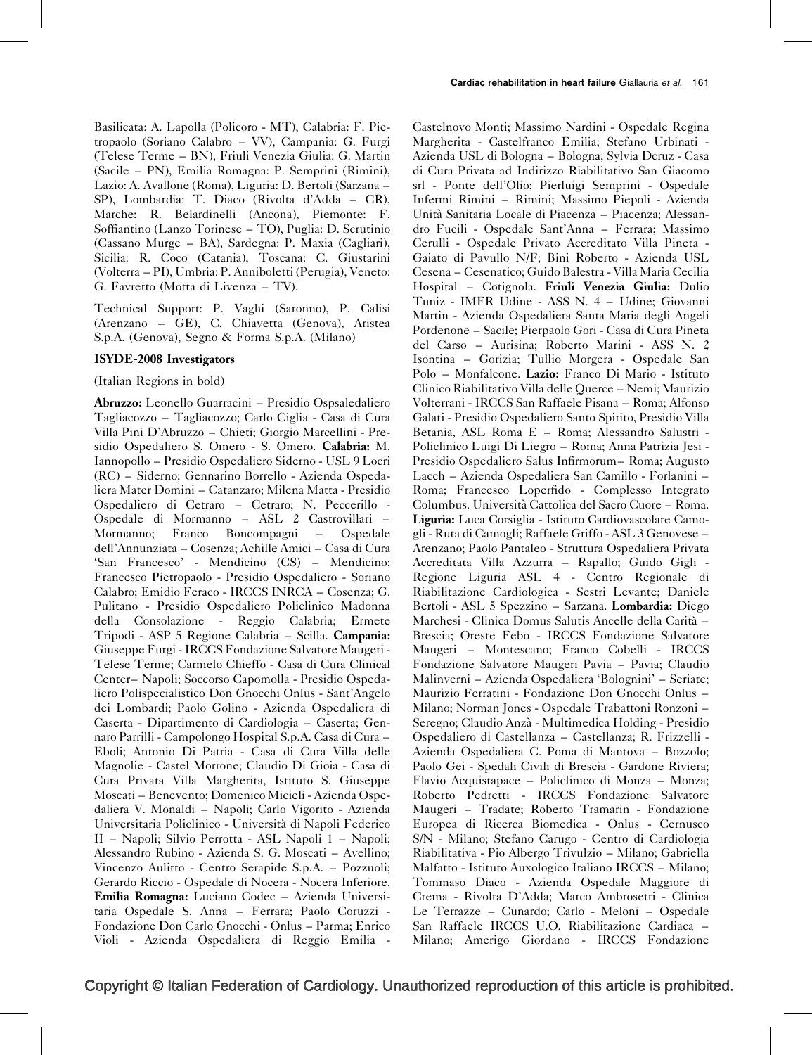Basilicata: A. Lapolla (Policoro - MT), Calabria: F. Pietropaolo (Soriano Calabro – VV), Campania: G. Furgi (Telese Terme – BN), Friuli Venezia Giulia: G. Martin (Sacile – PN), Emilia Romagna: P. Semprini (Rimini), Lazio: A. Avallone (Roma), Liguria: D. Bertoli (Sarzana – SP), Lombardia: T. Diaco (Rivolta d'Adda – CR), Marche: R. Belardinelli (Ancona), Piemonte: F. Soffiantino (Lanzo Torinese – TO), Puglia: D. Scrutinio (Cassano Murge – BA), Sardegna: P. Maxia (Cagliari), Sicilia: R. Coco (Catania), Toscana: C. Giustarini (Volterra – PI), Umbria: P. Anniboletti (Perugia), Veneto: G. Favretto (Motta di Livenza – TV).

Technical Support: P. Vaghi (Saronno), P. Calisi (Arenzano – GE), C. Chiavetta (Genova), Aristea S.p.A. (Genova), Segno & Forma S.p.A. (Milano)

### ISYDE-2008 Investigators

(Italian Regions in bold)

**Abruzzo:** Leonello Guarracini – Presidio Ospsaledaliero Tagliacozzo – Tagliacozzo; Carlo Ciglia - Casa di Cura Villa Pini D'Abruzzo – Chieti; Giorgio Marcellini - Presidio Ospedaliero S. Omero - S. Omero. **Calabria:** M. Iannopollo – Presidio Ospedaliero Siderno - USL 9 Locri (RC) – Siderno; Gennarino Borrello - Azienda Ospedaliera Mater Domini – Catanzaro; Milena Matta - Presidio Ospedaliero di Cetraro – Cetraro; N. Peccerillo - Ospedale di Mormanno – ASL 2 Castrovillari – Mormanno; Franco Boncompagni – Ospedale dell'Annunziata – Cosenza; Achille Amici – Casa di Cura 'San Francesco' - Mendicino (CS) – Mendicino; Francesco Pietropaolo - Presidio Ospedaliero - Soriano Calabro; Emidio Feraco - IRCCS INRCA – Cosenza; G. Pulitano - Presidio Ospedaliero Policlinico Madonna della Consolazione - Reggio Calabria; Ermete Tripodi - ASP 5 Regione Calabria – Scilla. **Campania:** Giuseppe Furgi - IRCCS Fondazione Salvatore Maugeri - Telese Terme; Carmelo Chieffo - Casa di Cura Clinical Center– Napoli; Soccorso Capomolla - Presidio Ospedaliero Polispecialistico Don Gnocchi Onlus - Sant'Angelo dei Lombardi; Paolo Golino - Azienda Ospedaliera di Caserta - Dipartimento di Cardiologia – Caserta; Gennaro Parrilli - Campolongo Hospital S.p.A. Casa di Cura – Eboli; Antonio Di Patria - Casa di Cura Villa delle Magnolie - Castel Morrone; Claudio Di Gioia - Casa di Cura Privata Villa Margherita, Istituto S. Giuseppe Moscati – Benevento; Domenico Micieli - Azienda Ospedaliera V. Monaldi – Napoli; Carlo Vigorito - Azienda Universitaria Policlinico - Università di Napoli Federico II – Napoli; Silvio Perrotta - ASL Napoli 1 – Napoli; Alessandro Rubino - Azienda S. G. Moscati – Avellino; Vincenzo Aulitto - Centro Serapide S.p.A. – Pozzuoli; Gerardo Riccio - Ospedale di Nocera - Nocera Inferiore. **Emilia Romagna:** Luciano Codec – Azienda Universitaria Ospedale S. Anna – Ferrara; Paolo Coruzzi - Fondazione Don Carlo Gnocchi - Onlus – Parma; Enrico Violi - Azienda Ospedaliera di Reggio Emilia - Castelnovo Monti; Massimo Nardini - Ospedale Regina Margherita - Castelfranco Emilia; Stefano Urbinati - Azienda USL di Bologna – Bologna; Sylvia Dcruz - Casa di Cura Privata ad Indirizzo Riabilitativo San Giacomo srl - Ponte dell'Olio; Pierluigi Semprini - Ospedale Infermi Rimini – Rimini; Massimo Piepoli - Azienda Unità Sanitaria Locale di Piacenza – Piacenza; Alessandro Fucili - Ospedale Sant'Anna – Ferrara; Massimo Cerulli - Ospedale Privato Accreditato Villa Pineta - Gaiato di Pavullo N/F; Bini Roberto - Azienda USL Cesena – Cesenatico; Guido Balestra - Villa Maria Cecilia Hospital – Cotignola. **Friuli Venezia Giulia:** Dulio Tuniz - IMFR Udine - ASS N. 4 – Udine; Giovanni Martin - Azienda Ospedaliera Santa Maria degli Angeli Pordenone – Sacile; Pierpaolo Gori - Casa di Cura Pineta del Carso – Aurisina; Roberto Marini - ASS N. 2 Isontina – Gorizia; Tullio Morgera - Ospedale San Polo – Monfalcone. **Lazio:** Franco Di Mario - Istituto Clinico Riabilitativo Villa delle Querce – Nemi; Maurizio Volterrani - IRCCS San Raffaele Pisana – Roma; Alfonso Galati - Presidio Ospedaliero Santo Spirito, Presidio Villa Betania, ASL Roma E – Roma; Alessandro Salustri - Policlinico Luigi Di Liegro – Roma; Anna Patrizia Jesi - Presidio Ospedaliero Salus Infirmorum– Roma; Augusto Lacch – Azienda Ospedaliera San Camillo - Forlanini – Roma; Francesco Loperfido - Complesso Integrato Columbus. Università Cattolica del Sacro Cuore – Roma. **Liguria:** Luca Corsiglia - Istituto Cardiovascolare Camogli - Ruta di Camogli; Raffaele Griffo - ASL 3 Genovese – Arenzano; Paolo Pantaleo - Struttura Ospedaliera Privata Accreditata Villa Azzurra – Rapallo; Guido Gigli - Regione Liguria ASL 4 - Centro Regionale di Riabilitazione Cardiologica - Sestri Levante; Daniele Bertoli - ASL 5 Spezzino – Sarzana. **Lombardia:** Diego Marchesi - Clinica Domus Salutis Ancelle della Carità – Brescia; Oreste Febo - IRCCS Fondazione Salvatore Maugeri – Montescano; Franco Cobelli - IRCCS Fondazione Salvatore Maugeri Pavia – Pavia; Claudio Malinverni – Azienda Ospedaliera 'Bolognini' – Seriate; Maurizio Ferratini - Fondazione Don Gnocchi Onlus – Milano; Norman Jones - Ospedale Trabattoni Ronzoni – Seregno; Claudio Anzà - Multimedica Holding - Presidio Ospedaliero di Castellanza – Castellanza; R. Frizzelli - Azienda Ospedaliera C. Poma di Mantova – Bozzolo; Paolo Gei - Spedali Civili di Brescia - Gardone Riviera; Flavio Acquistapace – Policlinico di Monza – Monza; Roberto Pedretti - IRCCS Fondazione Salvatore Maugeri – Tradate; Roberto Tramarin - Fondazione Europea di Ricerca Biomedica - Onlus - Cernusco S/N - Milano; Stefano Carugo - Centro di Cardiologia Riabilitativa - Pio Albergo Trivulzio – Milano; Gabriella Malfatto - Istituto Auxologico Italiano IRCCS – Milano; Tommaso Diaco - Azienda Ospedale Maggiore di Crema - Rivolta D'Adda; Marco Ambrosetti - Clinica Le Terrazze – Cunardo; Carlo - Meloni – Ospedale San Raffaele IRCCS U.O. Riabilitazione Cardiaca – Milano; Amerigo Giordano - IRCCS Fondazione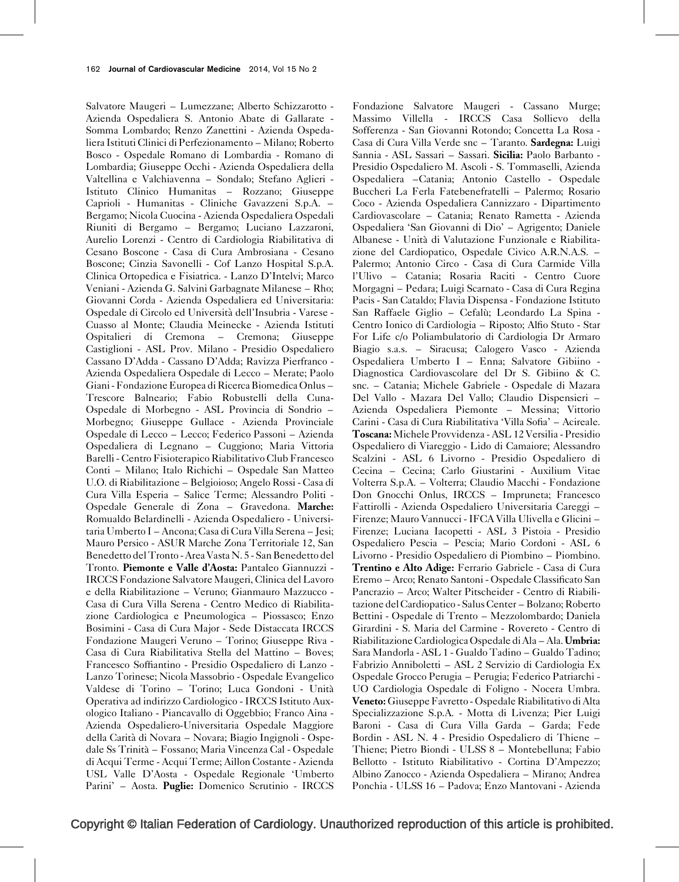Salvatore Maugeri – Lumezzane; Alberto Schizzarotto - Azienda Ospedaliera S. Antonio Abate di Gallarate - Somma Lombardo; Renzo Zanettini - Azienda Ospedaliera Istituti Clinici di Perfezionamento – Milano; Roberto Bosco - Ospedale Romano di Lombardia - Romano di Lombardia; Giuseppe Occhi - Azienda Ospedaliera della Valtellina e Valchiavenna – Sondalo; Stefano Aglieri - Istituto Clinico Humanitas – Rozzano; Giuseppe Caprioli - Humanitas - Cliniche Gavazzeni S.p.A. – Bergamo; Nicola Cuocina - Azienda Ospedaliera Ospedali Riuniti di Bergamo – Bergamo; Luciano Lazzaroni, Aurelio Lorenzi - Centro di Cardiologia Riabilitativa di Cesano Boscone - Casa di Cura Ambrosiana - Cesano Boscone; Cinzia Savonelli - Cof Lanzo Hospital S.p.A. Clinica Ortopedica e Fisiatrica. - Lanzo D'Intelvi; Marco Veniani - Azienda G. Salvini Garbagnate Milanese – Rho; Giovanni Corda - Azienda Ospedaliera ed Universitaria: Ospedale di Circolo ed Università dell'Insubria - Varese - Cuasso al Monte; Claudia Meinecke - Azienda Istituti Ospitalieri di Cremona – Cremona; Giuseppe Castiglioni - ASL Prov. Milano - Presidio Ospedaliero Cassano D'Adda - Cassano D'Adda; Ravizza Pierfranco - Azienda Ospedaliera Ospedale di Lecco – Merate; Paolo Giani - Fondazione Europea di Ricerca Biomedica Onlus – Trescore Balneario; Fabio Robustelli della Cuna- Ospedale di Morbegno - ASL Provincia di Sondrio – Morbegno; Giuseppe Gullace - Azienda Provinciale Ospedale di Lecco – Lecco; Federico Passoni – Azienda Ospedaliera di Legnano – Cuggiono; Maria Vittoria Barelli - Centro Fisioterapico Riabilitativo Club Francesco Conti – Milano; Italo Richichi – Ospedale San Matteo U.O. di Riabilitazione – Belgioioso; Angelo Rossi - Casa di Cura Villa Esperia – Salice Terme; Alessandro Politi - Ospedale Generale di Zona – Gravedona. **Marche:** Romualdo Belardinelli - Azienda Ospedaliero - Universitaria Umberto I – Ancona; Casa di Cura Villa Serena – Jesi; Mauro Persico - ASUR Marche Zona Territoriale 12, San Benedetto del Tronto - Area Vasta N. 5 - San Benedetto del Tronto. **Piemonte e Valle d'Aosta:** Pantaleo Giannuzzi - IRCCS Fondazione Salvatore Maugeri, Clinica del Lavoro e della Riabilitazione – Veruno; Gianmauro Mazzucco - Casa di Cura Villa Serena - Centro Medico di Riabilitazione Cardiologica e Pneumologica – Piossasco; Enzo Bosimini - Casa di Cura Major - Sede Distaccata IRCCS Fondazione Maugeri Veruno – Torino; Giuseppe Riva - Casa di Cura Riabilitativa Stella del Mattino – Boves; Francesco Soffiantino - Presidio Ospedaliero di Lanzo - Lanzo Torinese; Nicola Massobrio - Ospedale Evangelico Valdese di Torino – Torino; Luca Gondoni - Unità Operativa ad indirizzo Cardiologico - IRCCS Istituto Auxologico Italiano - Piancavallo di Oggebbio; Franco Aina - Azienda Ospedaliero-Universitaria Ospedale Maggiore della Carità di Novara – Novara; Biagio Ingignoli - Ospedale Ss Trinità – Fossano; Maria Vincenza Cal - Ospedale di Acqui Terme - Acqui Terme; Aillon Costante - Azienda USL Valle D'Aosta - Ospedale Regionale 'Umberto Parini' – Aosta. **Puglie:** Domenico Scrutinio - IRCCS Fondazione Salvatore Maugeri - Cassano Murge; Massimo Villella - IRCCS Casa Sollievo della Sofferenza - San Giovanni Rotondo; Concetta La Rosa - Casa di Cura Villa Verde snc – Taranto. **Sardegna:** Luigi Sannia - ASL Sassari – Sassari. **Sicilia:** Paolo Barbanto - Presidio Ospedaliero M. Ascoli - S. Tommaselli, Azienda Ospedaliera –Catania; Antonio Castello - Ospedale Buccheri La Ferla Fatebenefratelli – Palermo; Rosario Coco - Azienda Ospedaliera Cannizzaro - Dipartimento Cardiovascolare – Catania; Renato Rametta - Azienda Ospedaliera 'San Giovanni di Dio' – Agrigento; Daniele Albanese - Unità di Valutazione Funzionale e Riabilitazione del Cardiopatico, Ospedale Civico A.R.N.A.S. – Palermo; Antonio Circo - Casa di Cura Carmide Villa l'Ulivo – Catania; Rosaria Raciti - Centro Cuore Morgagni – Pedara; Luigi Scarnato - Casa di Cura Regina Pacis - San Cataldo; Flavia Dispensa - Fondazione Istituto San Raffaele Giglio – Cefalù; Leondardo La Spina - Centro Ionico di Cardiologia – Riposto; Alfio Stuto - Star For Life c/o Poliambulatorio di Cardiologia Dr Armaro Biagio s.a.s. – Siracusa; Calogero Vasco - Azienda Ospedaliera Umberto I – Enna; Salvatore Gibiino - Diagnostica Cardiovascolare del Dr S. Gibiino & C. snc. – Catania; Michele Gabriele - Ospedale di Mazara Del Vallo - Mazara Del Vallo; Claudio Dispensieri – Azienda Ospedaliera Piemonte – Messina; Vittorio Carini - Casa di Cura Riabilitativa 'Villa Sofia' – Acireale. **Toscana:** Michele Provvidenza - ASL 12 Versilia - Presidio Ospedaliero di Viareggio - Lido di Camaiore; Alessandro Scalzini - ASL 6 Livorno - Presidio Ospedaliero di Cecina – Cecina; Carlo Giustarini - Auxilium Vitae Volterra S.p.A. – Volterra; Claudio Macchi - Fondazione Don Gnocchi Onlus, IRCCS – Impruneta; Francesco Fattirolli - Azienda Ospedaliero Universitaria Careggi – Firenze; Mauro Vannucci - IFCA Villa Ulivella e Glicini – Firenze; Luciana Iacopetti - ASL 3 Pistoia - Presidio Ospedaliero Pescia – Pescia; Mario Cordoni - ASL 6 Livorno - Presidio Ospedaliero di Piombino – Piombino. **Trentino e Alto Adige:** Ferrario Gabriele - Casa di Cura Eremo – Arco; Renato Santoni - Ospedale Classificato San Pancrazio – Arco; Walter Pitscheider - Centro di Riabilitazione del Cardiopatico - Salus Center – Bolzano; Roberto Bettini - Ospedale di Trento – Mezzolombardo; Daniela Girardini - S. Maria del Carmine - Rovereto - Centro di Riabilitazione Cardiologica Ospedale di Ala – Ala. **Umbria:** Sara Mandorla - ASL 1 - Gualdo Tadino – Gualdo Tadino; Fabrizio Anniboletti – ASL 2 Servizio di Cardiologia Ex Ospedale Grocco Perugia – Perugia; Federico Patriarchi - UO Cardiologia Ospedale di Foligno - Nocera Umbra. **Veneto:** Giuseppe Favretto - Ospedale Riabilitativo di Alta Specializzazione S.p.A. - Motta di Livenza; Pier Luigi Baroni - Casa di Cura Villa Garda – Garda; Fede Bordin - ASL N. 4 - Presidio Ospedaliero di Thiene – Thiene; Pietro Biondi - ULSS 8 – Montebelluna; Fabio Bellotto - Istituto Riabilitativo - Cortina D'Ampezzo; Albino Zanocco - Azienda Ospedaliera – Mirano; Andrea Ponchia - ULSS 16 – Padova; Enzo Mantovani - Azienda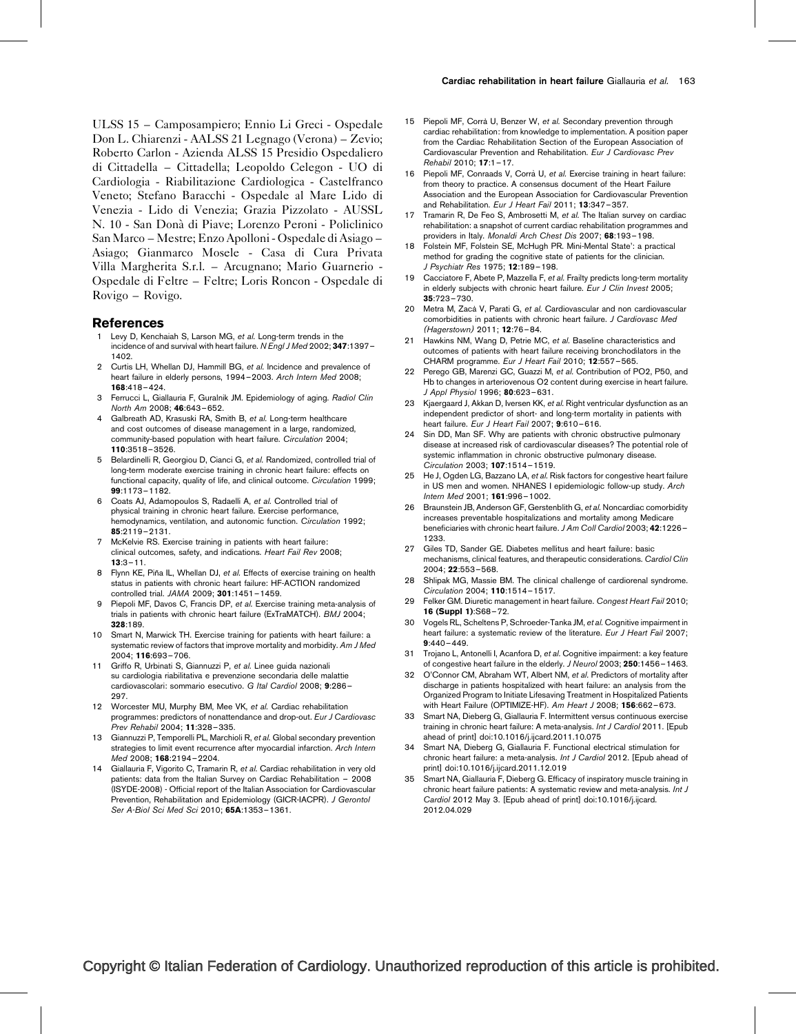ULSS 15 – Camposampiero; Ennio Li Greci - Ospedale Don L. Chiarenzi - AALSS 21 Legnago (Verona) – Zevio; Roberto Carlon - Azienda ALSS 15 Presidio Ospedaliero di Cittadella – Cittadella; Leopoldo Celegon - UO di Cardiologia - Riabilitazione Cardiologica - Castelfranco Veneto; Stefano Baracchi - Ospedale al Mare Lido di Venezia - Lido di Venezia; Grazia Pizzolato - AUSSL N. 10 - San Donà di Piave; Lorenzo Peroni - Policlinico San Marco – Mestre; Enzo Apolloni - Ospedale di Asiago – Asiago; Gianmarco Mosele - Casa di Cura Privata Villa Margherita S.r.l. – Arcugnano; Mario Guarnerio - Ospedale di Feltre – Feltre; Loris Roncon - Ospedale di Rovigo – Rovigo.

## References

1. Levy D, Kenchaiah S, Larson MG, *et al.* Long-term trends in the incidence of and survival with heart failure. *N Engl J Med* 2002; **347**:1397–1402.
2. Curtis LH, Whellan DJ, Hammill BG, *et al.* Incidence and prevalence of heart failure in elderly persons, 1994–2003. *Arch Intern Med* 2008; **168**:418–424.
3. Ferrucci L, Giallauria F, Guralnik JM. Epidemiology of aging. *Radiol Clin North Am* 2008; **46**:643–652.
4. Galbreath AD, Krasuski RA, Smith B, *et al.* Long-term healthcare and cost outcomes of disease management in a large, randomized, community-based population with heart failure. *Circulation* 2004; **110**:3518–3526.
5. Belardinelli R, Georgiou D, Cianci G, *et al.* Randomized, controlled trial of long-term moderate exercise training in chronic heart failure: effects on functional capacity, quality of life, and clinical outcome. *Circulation* 1999; **99**:1173–1182.
6. Coats AJ, Adamopoulos S, Radaelli A, *et al.* Controlled trial of physical training in chronic heart failure. Exercise performance, hemodynamics, ventilation, and autonomic function. *Circulation* 1992; **85**:2119–2131.
7. McKelvie RS. Exercise training in patients with heart failure: clinical outcomes, safety, and indications. *Heart Fail Rev* 2008; **13**:3–11.
8. Flynn KE, Piña IL, Whellan DJ, *et al.* Effects of exercise training on health status in patients with chronic heart failure: HF-ACTION randomized controlled trial. *JAMA* 2009; **301**:1451–1459.
9. Piepoli MF, Davos C, Francis DP, *et al.* Exercise training meta-analysis of trials in patients with chronic heart failure (ExTraMATCH). *BMJ* 2004; **328**:189.
10. Smart N, Marwick TH. Exercise training for patients with heart failure: a systematic review of factors that improve mortality and morbidity. *Am J Med* 2004; **116**:693–706.
11. Griffo R, Urbinati S, Giannuzzi P, *et al.* Linee guida nazionali su cardiologia riabilitativa e prevenzione secondaria delle malattie cardiovascolari: sommario esecutivo. *G Ital Cardiol* 2008; **9**:286–297.
12. Worcester MU, Murphy BM, Mee VK, *et al.* Cardiac rehabilitation programmes: predictors of nonattendance and drop-out. *Eur J Cardiovasc Prev Rehabil* 2004; **11**:328–335.
13. Giannuzzi P, Temporelli PL, Marchioli R, *et al.* Global secondary prevention strategies to limit event recurrence after myocardial infarction. *Arch Intern Med* 2008; **168**:2194–2204.
14. Giallauria F, Vigorito C, Tramarin R, *et al.* Cardiac rehabilitation in very old patients: data from the Italian Survey on Cardiac Rehabilitation – 2008 (ISYDE-2008) - Official report of the Italian Association for Cardiovascular Prevention, Rehabilitation and Epidemiology (GICR-IACPR). *J Gerontol Ser A-Biol Sci Med Sci* 2010; **65A**:1353–1361.
15. Piepoli MF, Corrà U, Benzer W, *et al.* Secondary prevention through cardiac rehabilitation: from knowledge to implementation. A position paper from the Cardiac Rehabilitation Section of the European Association of Cardiovascular Prevention and Rehabilitation. *Eur J Cardiovasc Prev Rehabil* 2010; **17**:1–17.
16. Piepoli MF, Conraads V, Corrà U, *et al.* Exercise training in heart failure: from theory to practice. A consensus document of the Heart Failure Association and the European Association for Cardiovascular Prevention and Rehabilitation. *Eur J Heart Fail* 2011; **13**:347–357.
17. Tramarin R, De Feo S, Ambrosetti M, *et al.* The Italian survey on cardiac rehabilitation: a snapshot of current cardiac rehabilitation programmes and providers in Italy. *Monaldi Arch Chest Dis* 2007; **68**:193–198.
18. Folstein MF, Folstein SE, McHugh PR. Mini-Mental State': a practical method for grading the cognitive state of patients for the clinician. *J Psychiatr Res* 1975; **12**:189–198.
19. Cacciatore F, Abete P, Mazzella F, *et al.* Frailty predicts long-term mortality in elderly subjects with chronic heart failure. *Eur J Clin Invest* 2005; **35**:723–730.
20. Metra M, Zacà V, Parati G, *et al.* Cardiovascular and non cardiovascular comorbidities in patients with chronic heart failure. *J Cardiovasc Med (Hagerstown)* 2011; **12**:76–84.
21. Hawkins NM, Wang D, Petrie MC, *et al.* Baseline characteristics and outcomes of patients with heart failure receiving bronchodilators in the CHARM programme. *Eur J Heart Fail* 2010; **12**:557–565.
22. Perego GB, Marenzi GC, Guazzi M, *et al.* Contribution of PO2, P50, and Hb to changes in arteriovenous O2 content during exercise in heart failure. *J Appl Physiol* 1996; **80**:623–631.
23. Kjaergaard J, Akkan D, Iversen KK, *et al.* Right ventricular dysfunction as an independent predictor of short- and long-term mortality in patients with heart failure. *Eur J Heart Fail* 2007; **9**:610–616.
24. Sin DD, Man SF. Why are patients with chronic obstructive pulmonary disease at increased risk of cardiovascular diseases? The potential role of systemic inflammation in chronic obstructive pulmonary disease. *Circulation* 2003; **107**:1514–1519.
25. He J, Ogden LG, Bazzano LA, *et al.* Risk factors for congestive heart failure in US men and women. NHANES I epidemiologic follow-up study. *Arch Intern Med* 2001; **161**:996–1002.
26. Braunstein JB, Anderson GF, Gerstenblith G, *et al.* Noncardiac comorbidity increases preventable hospitalizations and mortality among Medicare beneficiaries with chronic heart failure. *J Am Coll Cardiol* 2003; **42**:1226–1233.
27. Giles TD, Sander GE. Diabetes mellitus and heart failure: basic mechanisms, clinical features, and therapeutic considerations. *Cardiol Clin* 2004; **22**:553–568.
28. Shlipak MG, Massie BM. The clinical challenge of cardiorenal syndrome. *Circulation* 2004; **110**:1514–1517.
29. Felker GM. Diuretic management in heart failure. *Congest Heart Fail* 2010; **16 (Suppl 1)**:S68–72.
30. Vogels RL, Scheltens P, Schroeder-Tanka JM, *et al.* Cognitive impairment in heart failure: a systematic review of the literature. *Eur J Heart Fail* 2007; **9**:440–449.
31. Trojano L, Antonelli I, Acanfora D, *et al.* Cognitive impairment: a key feature of congestive heart failure in the elderly. *J Neurol* 2003; **250**:1456–1463.
32. O'Connor CM, Abraham WT, Albert NM, *et al.* Predictors of mortality after discharge in patients hospitalized with heart failure: an analysis from the Organized Program to Initiate Lifesaving Treatment in Hospitalized Patients with Heart Failure (OPTIMIZE-HF). *Am Heart J* 2008; **156**:662–673.
33. Smart NA, Dieberg G, Giallauria F. Intermittent versus continuous exercise training in chronic heart failure: A meta-analysis. *Int J Cardiol* 2011. [Epub ahead of print] doi:10.1016/j.ijcard.2011.10.075
34. Smart NA, Dieberg G, Giallauria F. Functional electrical stimulation for chronic heart failure: a meta-analysis. *Int J Cardiol* 2012. [Epub ahead of print] doi:10.1016/j.ijcard.2011.12.019
35. Smart NA, Giallauria F, Dieberg G. Efficacy of inspiratory muscle training in chronic heart failure patients: A systematic review and meta-analysis. *Int J Cardiol* 2012 May 3. [Epub ahead of print] doi:10.1016/j.ijcard.2012.04.029